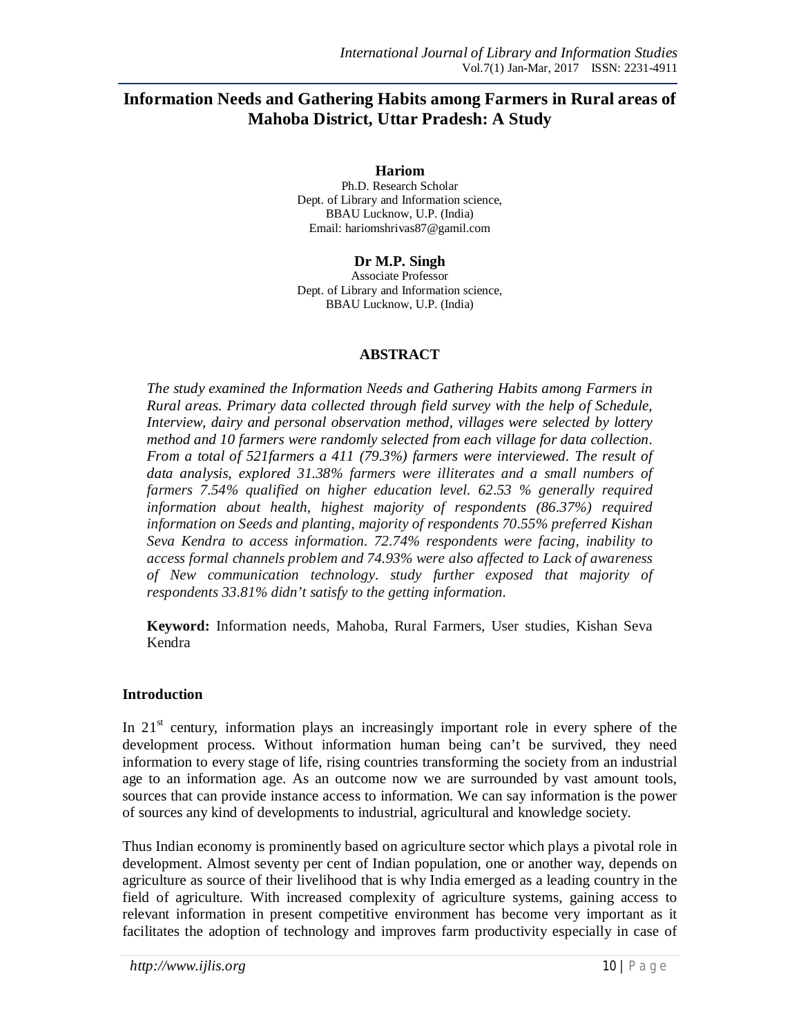# Information Needs and Gathering Habits among Farmers in Rural areas of Mahoba District, Uttar Pradesh: A Study

**Hariom**
Ph.D. Research Scholar
Dept. of Library and Information science,
BBAU Lucknow, U.P. (India)
Email: hariomshrivas87@gamil.com

**Dr M.P. Singh**
Associate Professor
Dept. of Library and Information science,
BBAU Lucknow, U.P. (India)

## ABSTRACT

*The study examined the Information Needs and Gathering Habits among Farmers in Rural areas. Primary data collected through field survey with the help of Schedule, Interview, dairy and personal observation method, villages were selected by lottery method and 10 farmers were randomly selected from each village for data collection. From a total of 521farmers a 411 (79.3%) farmers were interviewed. The result of data analysis, explored 31.38% farmers were illiterates and a small numbers of farmers 7.54% qualified on higher education level. 62.53 % generally required information about health, highest majority of respondents (86.37%) required information on Seeds and planting, majority of respondents 70.55% preferred Kishan Seva Kendra to access information. 72.74% respondents were facing, inability to access formal channels problem and 74.93% were also affected to Lack of awareness of New communication technology. study further exposed that majority of respondents 33.81% didn't satisfy to the getting information.*

**Keyword:** Information needs, Mahoba, Rural Farmers, User studies, Kishan Seva Kendra

## Introduction

In 21st century, information plays an increasingly important role in every sphere of the development process. Without information human being can't be survived, they need information to every stage of life, rising countries transforming the society from an industrial age to an information age. As an outcome now we are surrounded by vast amount tools, sources that can provide instance access to information. We can say information is the power of sources any kind of developments to industrial, agricultural and knowledge society.

Thus Indian economy is prominently based on agriculture sector which plays a pivotal role in development. Almost seventy per cent of Indian population, one or another way, depends on agriculture as source of their livelihood that is why India emerged as a leading country in the field of agriculture. With increased complexity of agriculture systems, gaining access to relevant information in present competitive environment has become very important as it facilitates the adoption of technology and improves farm productivity especially in case of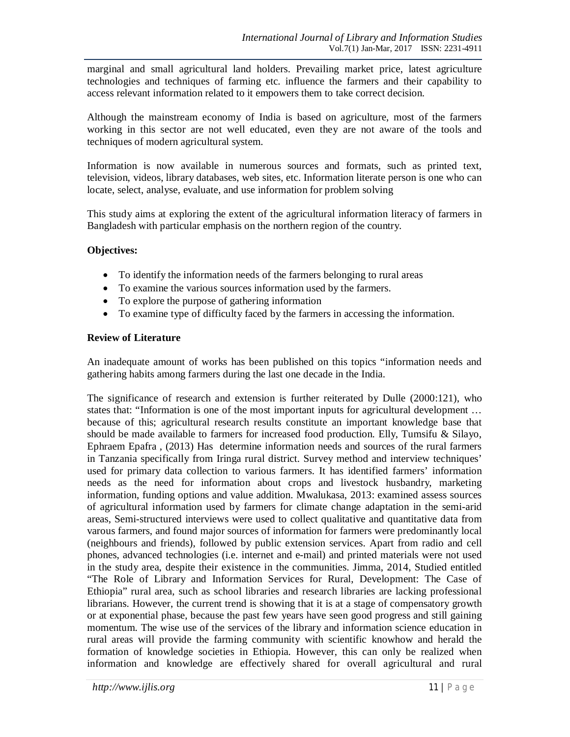marginal and small agricultural land holders. Prevailing market price, latest agriculture technologies and techniques of farming etc. influence the farmers and their capability to access relevant information related to it empowers them to take correct decision.

Although the mainstream economy of India is based on agriculture, most of the farmers working in this sector are not well educated, even they are not aware of the tools and techniques of modern agricultural system.

Information is now available in numerous sources and formats, such as printed text, television, videos, library databases, web sites, etc. Information literate person is one who can locate, select, analyse, evaluate, and use information for problem solving

This study aims at exploring the extent of the agricultural information literacy of farmers in Bangladesh with particular emphasis on the northern region of the country.

**Objectives:**

- To identify the information needs of the farmers belonging to rural areas
- To examine the various sources information used by the farmers.
- To explore the purpose of gathering information
- To examine type of difficulty faced by the farmers in accessing the information.

**Review of Literature**

An inadequate amount of works has been published on this topics "information needs and gathering habits among farmers during the last one decade in the India.

The significance of research and extension is further reiterated by Dulle (2000:121), who states that: "Information is one of the most important inputs for agricultural development … because of this; agricultural research results constitute an important knowledge base that should be made available to farmers for increased food production. Elly, Tumsifu & Silayo, Ephraem Epafra , (2013) Has determine information needs and sources of the rural farmers in Tanzania specifically from Iringa rural district. Survey method and interview techniques' used for primary data collection to various farmers. It has identified farmers' information needs as the need for information about crops and livestock husbandry, marketing information, funding options and value addition. Mwalukasa, 2013: examined assess sources of agricultural information used by farmers for climate change adaptation in the semi-arid areas, Semi-structured interviews were used to collect qualitative and quantitative data from varous farmers, and found major sources of information for farmers were predominantly local (neighbours and friends), followed by public extension services. Apart from radio and cell phones, advanced technologies (i.e. internet and e-mail) and printed materials were not used in the study area, despite their existence in the communities. Jimma, 2014, Studied entitled "The Role of Library and Information Services for Rural, Development: The Case of Ethiopia" rural area, such as school libraries and research libraries are lacking professional librarians. However, the current trend is showing that it is at a stage of compensatory growth or at exponential phase, because the past few years have seen good progress and still gaining momentum. The wise use of the services of the library and information science education in rural areas will provide the farming community with scientific knowhow and herald the formation of knowledge societies in Ethiopia. However, this can only be realized when information and knowledge are effectively shared for overall agricultural and rural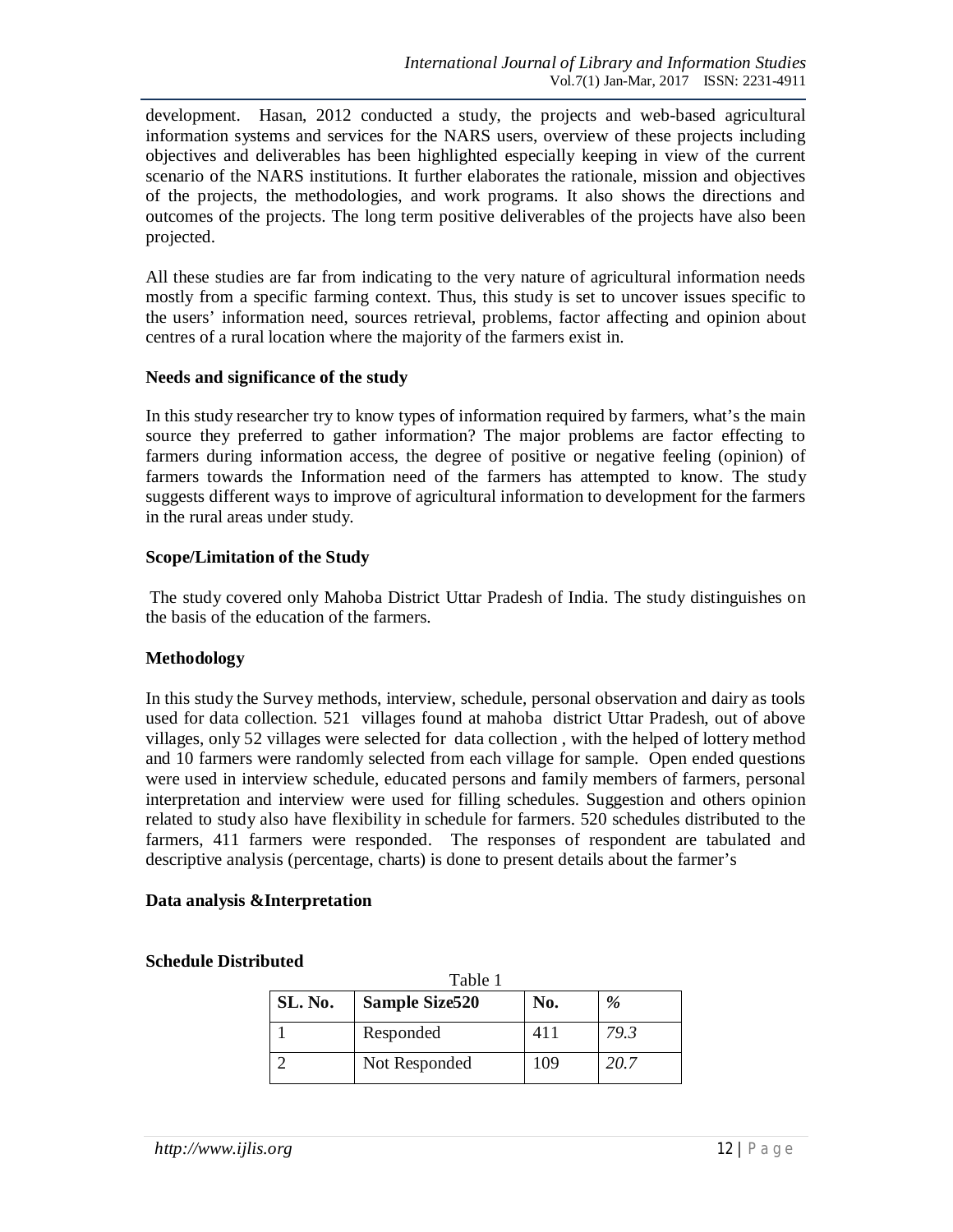development. Hasan, 2012 conducted a study, the projects and web-based agricultural information systems and services for the NARS users, overview of these projects including objectives and deliverables has been highlighted especially keeping in view of the current scenario of the NARS institutions. It further elaborates the rationale, mission and objectives of the projects, the methodologies, and work programs. It also shows the directions and outcomes of the projects. The long term positive deliverables of the projects have also been projected.

All these studies are far from indicating to the very nature of agricultural information needs mostly from a specific farming context. Thus, this study is set to uncover issues specific to the users' information need, sources retrieval, problems, factor affecting and opinion about centres of a rural location where the majority of the farmers exist in.

**Needs and significance of the study**

In this study researcher try to know types of information required by farmers, what's the main source they preferred to gather information? The major problems are factor effecting to farmers during information access, the degree of positive or negative feeling (opinion) of farmers towards the Information need of the farmers has attempted to know. The study suggests different ways to improve of agricultural information to development for the farmers in the rural areas under study.

**Scope/Limitation of the Study**

The study covered only Mahoba District Uttar Pradesh of India. The study distinguishes on the basis of the education of the farmers.

**Methodology**

In this study the Survey methods, interview, schedule, personal observation and dairy as tools used for data collection. 521 villages found at mahoba district Uttar Pradesh, out of above villages, only 52 villages were selected for data collection , with the helped of lottery method and 10 farmers were randomly selected from each village for sample. Open ended questions were used in interview schedule, educated persons and family members of farmers, personal interpretation and interview were used for filling schedules. Suggestion and others opinion related to study also have flexibility in schedule for farmers. 520 schedules distributed to the farmers, 411 farmers were responded. The responses of respondent are tabulated and descriptive analysis (percentage, charts) is done to present details about the farmer's

**Data analysis &Interpretation**

**Schedule Distributed**

Table 1

| SL. No. | Sample Size520 | No. | % |
|---|---|---|---|
| 1 | Responded | 411 | *79.3* |
| 2 | Not Responded | 109 | *20.7* |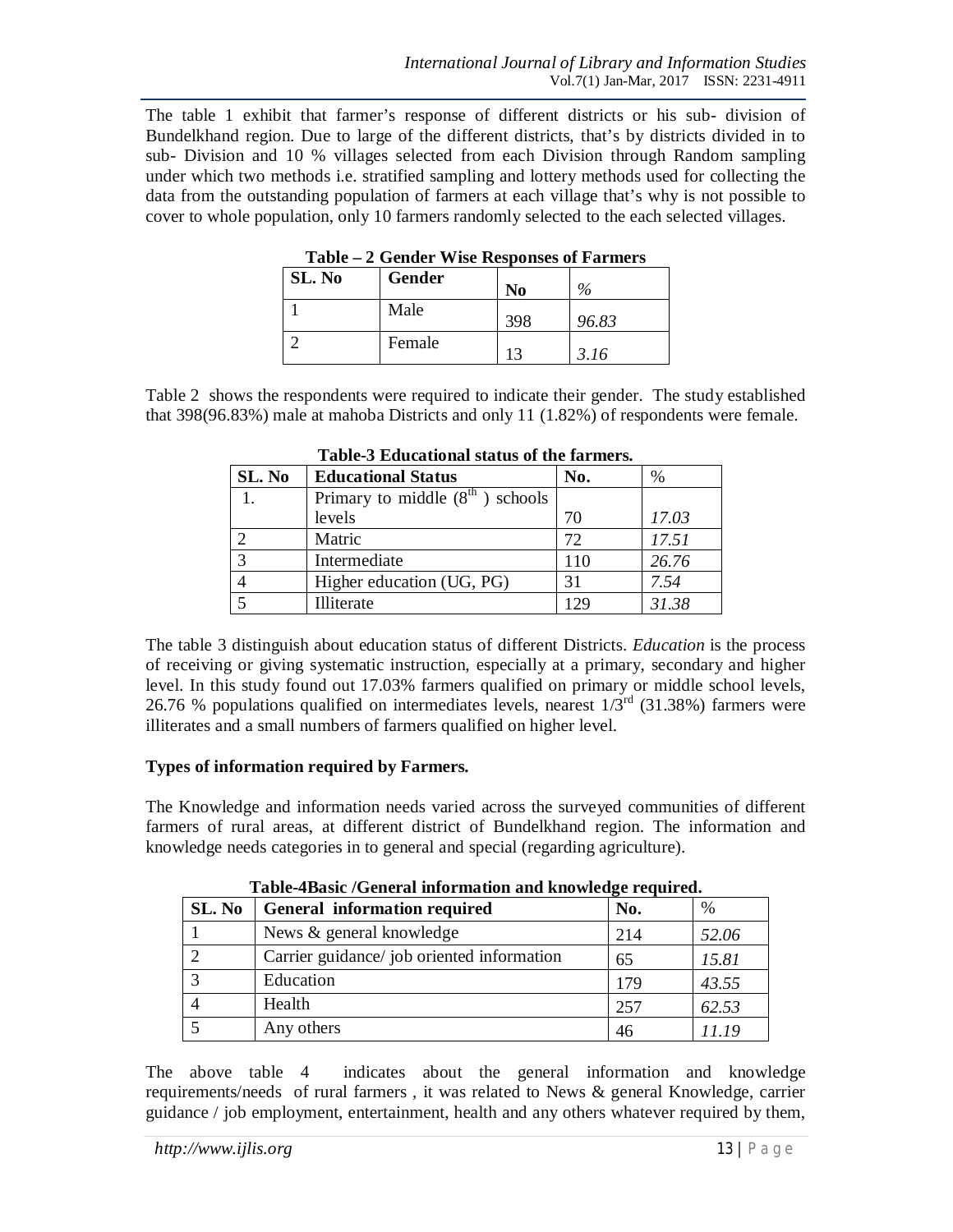The table 1 exhibit that farmer's response of different districts or his sub- division of Bundelkhand region. Due to large of the different districts, that's by districts divided in to sub- Division and 10 % villages selected from each Division through Random sampling under which two methods i.e. stratified sampling and lottery methods used for collecting the data from the outstanding population of farmers at each village that's why is not possible to cover to whole population, only 10 farmers randomly selected to the each selected villages.

**Table – 2 Gender Wise Responses of Farmers**

| SL. No | Gender | No | % |
|---|---|---|---|
| 1 | Male | 398 | *96.83* |
| 2 | Female | 13 | *3.16* |

Table 2 shows the respondents were required to indicate their gender. The study established that 398(96.83%) male at mahoba Districts and only 11 (1.82%) of respondents were female.

**Table-3 Educational status of the farmers.**

| SL. No | Educational Status | No. | % |
|---|---|---|---|
| 1. | Primary to middle (8th ) schools levels | 70 | *17.03* |
| 2 | Matric | 72 | *17.51* |
| 3 | Intermediate | 110 | *26.76* |
| 4 | Higher education (UG, PG) | 31 | *7.54* |
| 5 | Illiterate | 129 | *31.38* |

The table 3 distinguish about education status of different Districts. *Education* is the process of receiving or giving systematic instruction, especially at a primary, secondary and higher level. In this study found out 17.03% farmers qualified on primary or middle school levels, 26.76 % populations qualified on intermediates levels, nearest 1/3rd (31.38%) farmers were illiterates and a small numbers of farmers qualified on higher level.

**Types of information required by Farmers.**

The Knowledge and information needs varied across the surveyed communities of different farmers of rural areas, at different district of Bundelkhand region. The information and knowledge needs categories in to general and special (regarding agriculture).

**Table-4Basic /General information and knowledge required.**

| SL. No | General information required | No. | % |
|---|---|---|---|
| 1 | News & general knowledge | 214 | *52.06* |
| 2 | Carrier guidance/ job oriented information | 65 | *15.81* |
| 3 | Education | 179 | *43.55* |
| 4 | Health | 257 | *62.53* |
| 5 | Any others | 46 | *11.19* |

The above table 4 indicates about the general information and knowledge requirements/needs of rural farmers , it was related to News & general Knowledge, carrier guidance / job employment, entertainment, health and any others whatever required by them,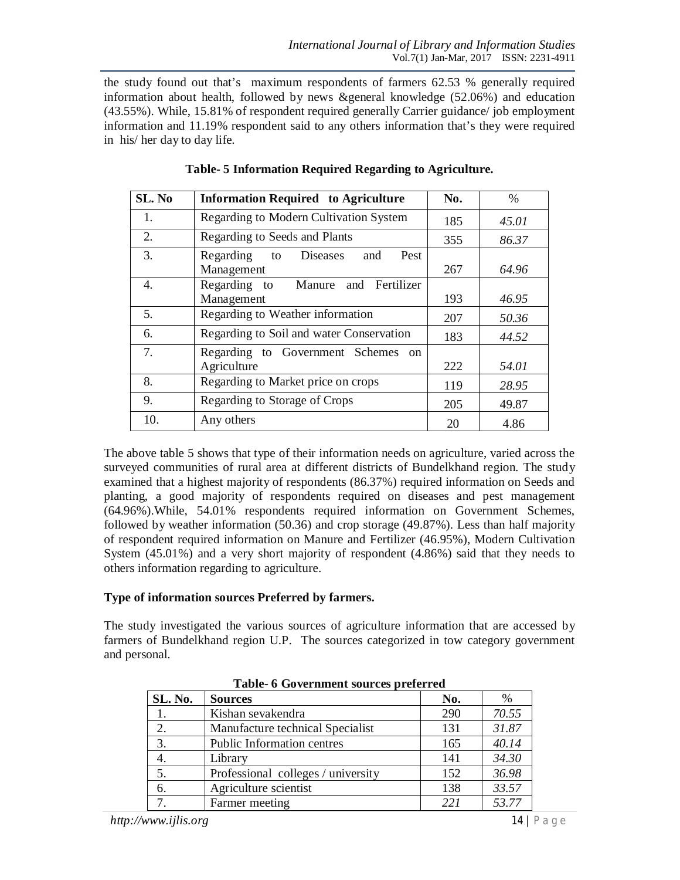the study found out that's maximum respondents of farmers 62.53 % generally required information about health, followed by news &general knowledge (52.06%) and education (43.55%). While, 15.81% of respondent required generally Carrier guidance/ job employment information and 11.19% respondent said to any others information that's they were required in his/ her day to day life.

**Table- 5 Information Required Regarding to Agriculture.**

| SL. No | Information Required to Agriculture | No. | % |
|---|---|---|---|
| 1. | Regarding to Modern Cultivation System | 185 | *45.01* |
| 2. | Regarding to Seeds and Plants | 355 | *86.37* |
| 3. | Regarding to Diseases and Pest Management | 267 | *64.96* |
| 4. | Regarding to Manure and Fertilizer Management | 193 | *46.95* |
| 5. | Regarding to Weather information | 207 | *50.36* |
| 6. | Regarding to Soil and water Conservation | 183 | *44.52* |
| 7. | Regarding to Government Schemes on Agriculture | 222 | *54.01* |
| 8. | Regarding to Market price on crops | 119 | *28.95* |
| 9. | Regarding to Storage of Crops | 205 | 49.87 |
| 10. | Any others | 20 | 4.86 |

The above table 5 shows that type of their information needs on agriculture, varied across the surveyed communities of rural area at different districts of Bundelkhand region. The study examined that a highest majority of respondents (86.37%) required information on Seeds and planting, a good majority of respondents required on diseases and pest management (64.96%).While, 54.01% respondents required information on Government Schemes, followed by weather information (50.36) and crop storage (49.87%). Less than half majority of respondent required information on Manure and Fertilizer (46.95%), Modern Cultivation System (45.01%) and a very short majority of respondent (4.86%) said that they needs to others information regarding to agriculture.

**Type of information sources Preferred by farmers.**

The study investigated the various sources of agriculture information that are accessed by farmers of Bundelkhand region U.P. The sources categorized in tow category government and personal.

**Table- 6 Government sources preferred**

| SL. No. | Sources | No. | % |
|---|---|---|---|
| 1. | Kishan sevakendra | 290 | *70.55* |
| 2. | Manufacture technical Specialist | 131 | *31.87* |
| 3. | Public Information centres | 165 | *40.14* |
| 4. | Library | 141 | *34.30* |
| 5. | Professional colleges / university | 152 | *36.98* |
| 6. | Agriculture scientist | 138 | *33.57* |
| 7. | Farmer meeting | *221* | *53.77* |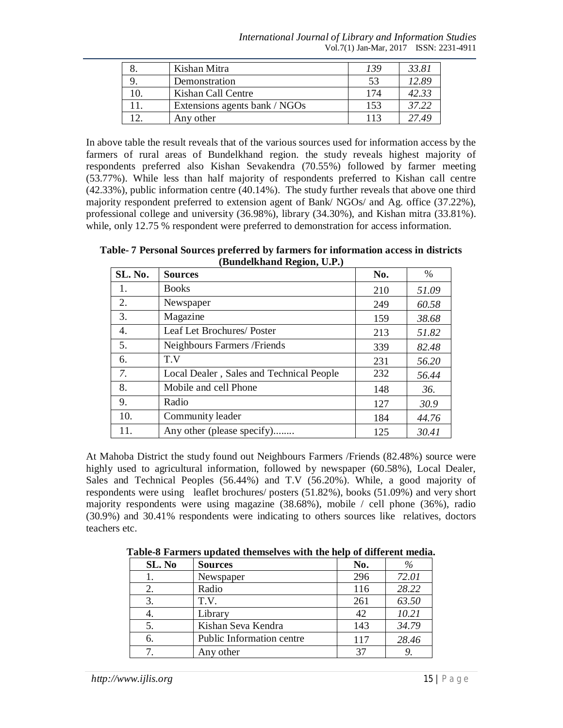| 8. | Kishan Mitra | 139 | *33.81* |
|---|---|---|---|
| 9. | Demonstration | 53 | *12.89* |
| 10. | Kishan Call Centre | 174 | *42.33* |
| 11. | Extensions agents bank / NGOs | 153 | *37.22* |
| 12. | Any other | 113 | *27.49* |

In above table the result reveals that of the various sources used for information access by the farmers of rural areas of Bundelkhand region. the study reveals highest majority of respondents preferred also Kishan Sevakendra (70.55%) followed by farmer meeting (53.77%). While less than half majority of respondents preferred to Kishan call centre (42.33%), public information centre (40.14%). The study further reveals that above one third majority respondent preferred to extension agent of Bank/ NGOs/ and Ag. office (37.22%), professional college and university (36.98%), library (34.30%), and Kishan mitra (33.81%). while, only 12.75 % respondent were preferred to demonstration for access information.

**Table- 7 Personal Sources preferred by farmers for information access in districts (Bundelkhand Region, U.P.)**

| SL. No. | Sources | No. | % |
|---|---|---|---|
| 1. | Books | 210 | *51.09* |
| 2. | Newspaper | 249 | *60.58* |
| 3. | Magazine | 159 | *38.68* |
| 4. | Leaf Let Brochures/ Poster | 213 | *51.82* |
| 5. | Neighbours Farmers /Friends | 339 | *82.48* |
| 6. | T.V | 231 | *56.20* |
| *7.* | Local Dealer , Sales and Technical People | 232 | *56.44* |
| 8. | Mobile and cell Phone | 148 | *36.* |
| 9. | Radio | 127 | *30.9* |
| 10. | Community leader | 184 | *44.76* |
| 11. | Any other (please specify)........ | 125 | *30.41* |

At Mahoba District the study found out Neighbours Farmers /Friends (82.48%) source were highly used to agricultural information, followed by newspaper (60.58%), Local Dealer, Sales and Technical Peoples (56.44%) and T.V (56.20%). While, a good majority of respondents were using leaflet brochures/ posters (51.82%), books (51.09%) and very short majority respondents were using magazine (38.68%), mobile / cell phone (36%), radio (30.9%) and 30.41% respondents were indicating to others sources like relatives, doctors teachers etc.

**Table-8 Farmers updated themselves with the help of different media.**

| SL. No | Sources | No. | % |
|---|---|---|---|
| 1. | Newspaper | 296 | *72.01* |
| 2. | Radio | 116 | *28.22* |
| 3. | T.V. | 261 | *63.50* |
| 4. | Library | 42 | *10.21* |
| 5. | Kishan Seva Kendra | 143 | *34.79* |
| 6. | Public Information centre | 117 | *28.46* |
| 7. | Any other | 37 | *9.* |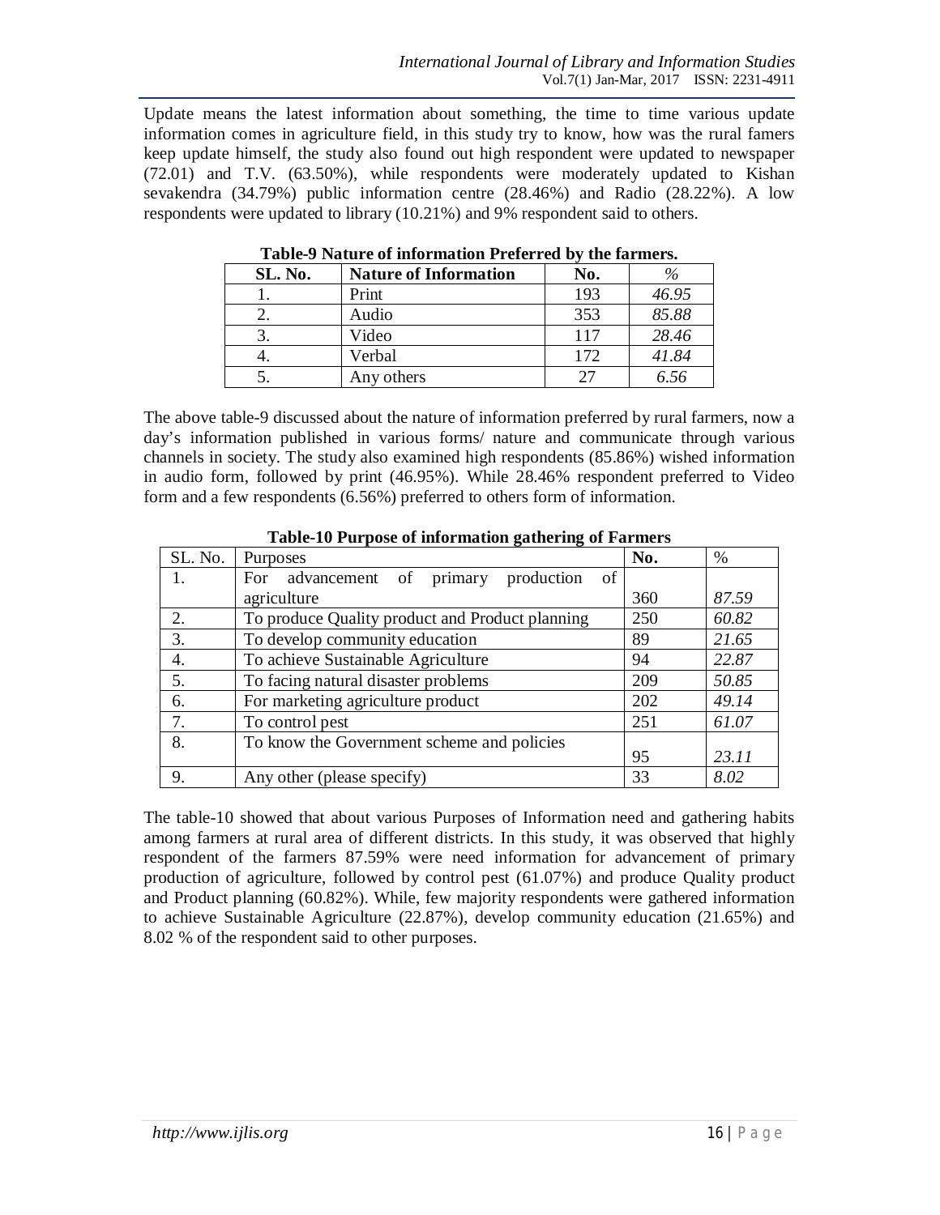Update means the latest information about something, the time to time various update information comes in agriculture field, in this study try to know, how was the rural famers keep update himself, the study also found out high respondent were updated to newspaper (72.01) and T.V. (63.50%), while respondents were moderately updated to Kishan sevakendra (34.79%) public information centre (28.46%) and Radio (28.22%). A low respondents were updated to library (10.21%) and 9% respondent said to others.

**Table-9 Nature of information Preferred by the farmers.**

| SL. No. | Nature of Information | No. | % |
|---|---|---|---|
| 1. | Print | 193 | *46.95* |
| 2. | Audio | 353 | *85.88* |
| 3. | Video | 117 | *28.46* |
| 4. | Verbal | 172 | *41.84* |
| 5. | Any others | 27 | *6.56* |

The above table-9 discussed about the nature of information preferred by rural farmers, now a day's information published in various forms/ nature and communicate through various channels in society. The study also examined high respondents (85.86%) wished information in audio form, followed by print (46.95%). While 28.46% respondent preferred to Video form and a few respondents (6.56%) preferred to others form of information.

**Table-10 Purpose of information gathering of Farmers**

| SL. No. | Purposes | No. | % |
|---|---|---|---|
| 1. | For advancement of primary production of agriculture | 360 | *87.59* |
| 2. | To produce Quality product and Product planning | 250 | *60.82* |
| 3. | To develop community education | 89 | *21.65* |
| 4. | To achieve Sustainable Agriculture | 94 | *22.87* |
| 5. | To facing natural disaster problems | 209 | *50.85* |
| 6. | For marketing agriculture product | 202 | *49.14* |
| 7. | To control pest | 251 | *61.07* |
| 8. | To know the Government scheme and policies | 95 | *23.11* |
| 9. | Any other (please specify) | 33 | *8.02* |

The table-10 showed that about various Purposes of Information need and gathering habits among farmers at rural area of different districts. In this study, it was observed that highly respondent of the farmers 87.59% were need information for advancement of primary production of agriculture, followed by control pest (61.07%) and produce Quality product and Product planning (60.82%). While, few majority respondents were gathered information to achieve Sustainable Agriculture (22.87%), develop community education (21.65%) and 8.02 % of the respondent said to other purposes.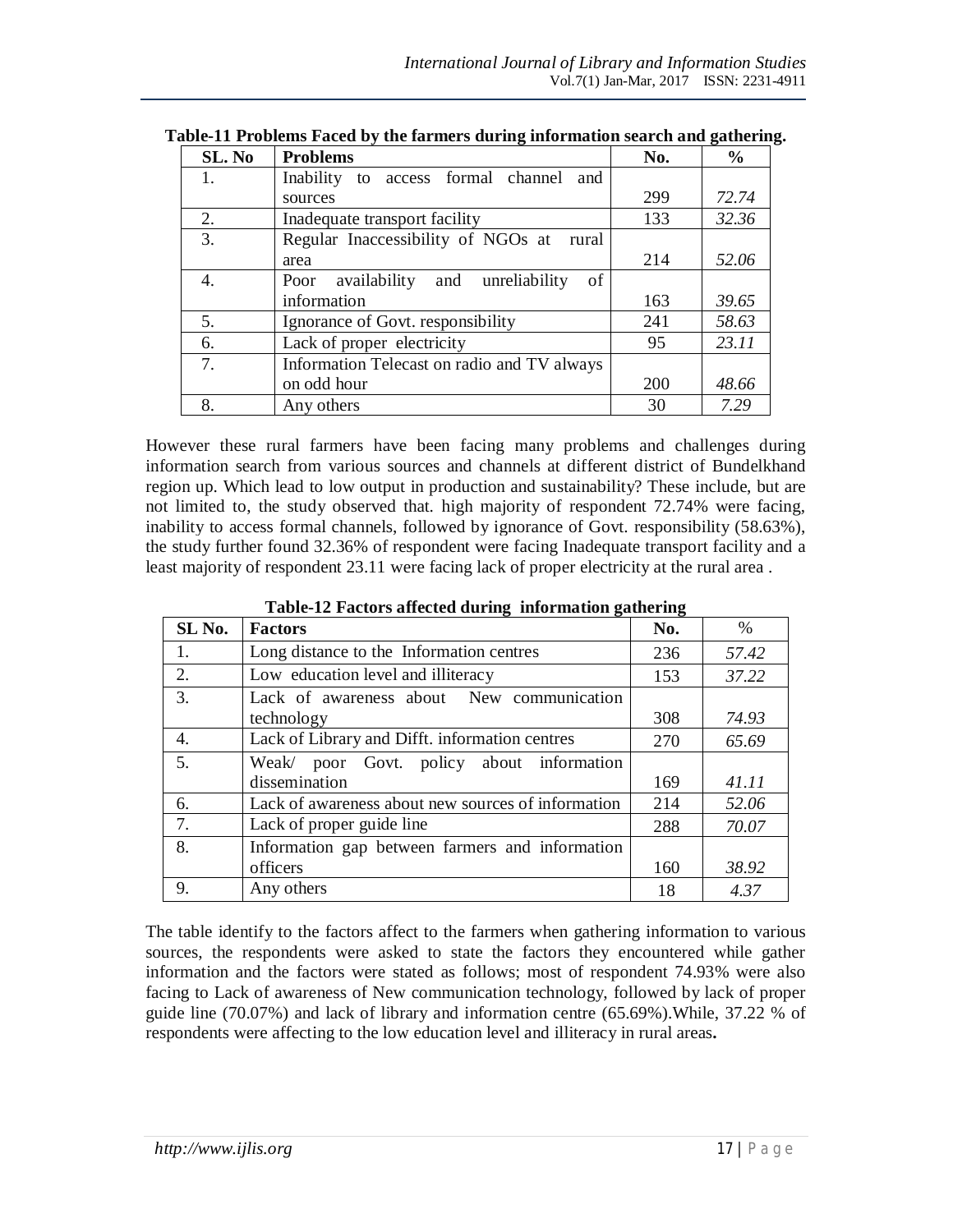**Table-11 Problems Faced by the farmers during information search and gathering.**

| SL. No | Problems | No. | % |
|---|---|---|---|
| 1. | Inability to access formal channel and sources | 299 | *72.74* |
| 2. | Inadequate transport facility | 133 | *32.36* |
| 3. | Regular Inaccessibility of NGOs at rural area | 214 | *52.06* |
| 4. | Poor availability and unreliability of information | 163 | *39.65* |
| 5. | Ignorance of Govt. responsibility | 241 | *58.63* |
| 6. | Lack of proper electricity | 95 | *23.11* |
| 7. | Information Telecast on radio and TV always on odd hour | 200 | *48.66* |
| 8. | Any others | 30 | *7.29* |

However these rural farmers have been facing many problems and challenges during information search from various sources and channels at different district of Bundelkhand region up. Which lead to low output in production and sustainability? These include, but are not limited to, the study observed that. high majority of respondent 72.74% were facing, inability to access formal channels, followed by ignorance of Govt. responsibility (58.63%), the study further found 32.36% of respondent were facing Inadequate transport facility and a least majority of respondent 23.11 were facing lack of proper electricity at the rural area .

**Table-12 Factors affected during information gathering**

| SL No. | Factors | No. | % |
|---|---|---|---|
| 1. | Long distance to the Information centres | 236 | *57.42* |
| 2. | Low education level and illiteracy | 153 | *37.22* |
| 3. | Lack of awareness about New communication technology | 308 | *74.93* |
| 4. | Lack of Library and Difft. information centres | 270 | *65.69* |
| 5. | Weak/ poor Govt. policy about information dissemination | 169 | *41.11* |
| 6. | Lack of awareness about new sources of information | 214 | *52.06* |
| 7. | Lack of proper guide line | 288 | *70.07* |
| 8. | Information gap between farmers and information officers | 160 | *38.92* |
| 9. | Any others | 18 | *4.37* |

The table identify to the factors affect to the farmers when gathering information to various sources, the respondents were asked to state the factors they encountered while gather information and the factors were stated as follows; most of respondent 74.93% were also facing to Lack of awareness of New communication technology, followed by lack of proper guide line (70.07%) and lack of library and information centre (65.69%).While, 37.22 % of respondents were affecting to the low education level and illiteracy in rural areas**.**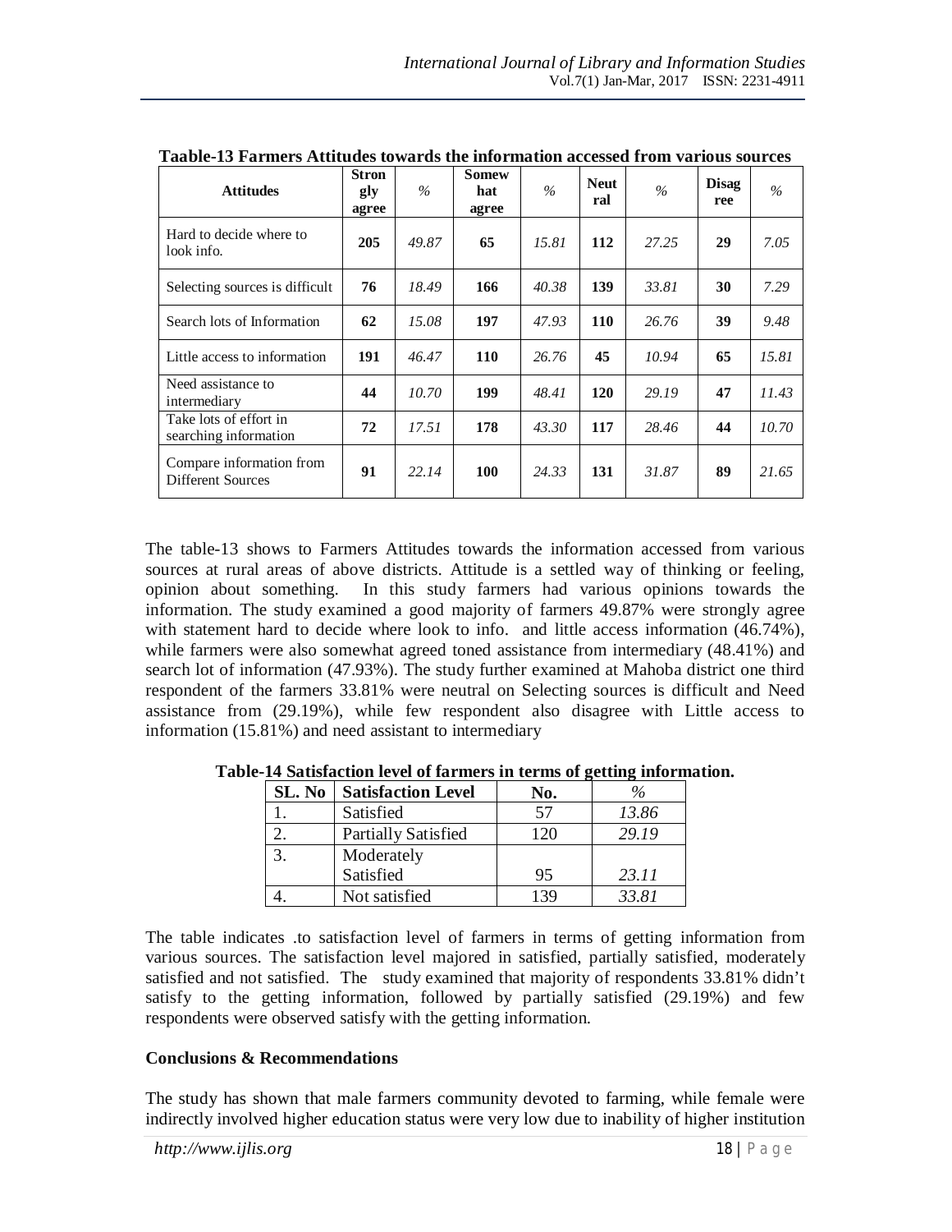**Taable-13 Farmers Attitudes towards the information accessed from various sources**

| Attitudes | Strongly agree | % | Somewhat agree | % | Neutral | % | Disagree | % |
|---|---|---|---|---|---|---|---|---|
| Hard to decide where to look info. | **205** | *49.87* | **65** | *15.81* | **112** | *27.25* | **29** | *7.05* |
| Selecting sources is difficult | **76** | *18.49* | **166** | *40.38* | **139** | *33.81* | **30** | *7.29* |
| Search lots of Information | **62** | *15.08* | **197** | *47.93* | **110** | *26.76* | **39** | *9.48* |
| Little access to information | **191** | *46.47* | **110** | *26.76* | **45** | *10.94* | **65** | *15.81* |
| Need assistance to intermediary | **44** | *10.70* | **199** | *48.41* | **120** | *29.19* | **47** | *11.43* |
| Take lots of effort in searching information | **72** | *17.51* | **178** | *43.30* | **117** | *28.46* | **44** | *10.70* |
| Compare information from Different Sources | **91** | *22.14* | **100** | *24.33* | **131** | *31.87* | **89** | *21.65* |

The table-13 shows to Farmers Attitudes towards the information accessed from various sources at rural areas of above districts. Attitude is a settled way of thinking or feeling, opinion about something. In this study farmers had various opinions towards the information. The study examined a good majority of farmers 49.87% were strongly agree with statement hard to decide where look to info. and little access information (46.74%), while farmers were also somewhat agreed toned assistance from intermediary (48.41%) and search lot of information (47.93%). The study further examined at Mahoba district one third respondent of the farmers 33.81% were neutral on Selecting sources is difficult and Need assistance from (29.19%), while few respondent also disagree with Little access to information (15.81%) and need assistant to intermediary

**Table-14 Satisfaction level of farmers in terms of getting information.**

| SL. No | Satisfaction Level | No. | % |
|---|---|---|---|
| 1. | Satisfied | 57 | *13.86* |
| 2. | Partially Satisfied | 120 | *29.19* |
| 3. | Moderately Satisfied | 95 | *23.11* |
| 4. | Not satisfied | 139 | *33.81* |

The table indicates .to satisfaction level of farmers in terms of getting information from various sources. The satisfaction level majored in satisfied, partially satisfied, moderately satisfied and not satisfied. The study examined that majority of respondents 33.81% didn't satisfy to the getting information, followed by partially satisfied (29.19%) and few respondents were observed satisfy with the getting information.

**Conclusions & Recommendations**

The study has shown that male farmers community devoted to farming, while female were indirectly involved higher education status were very low due to inability of higher institution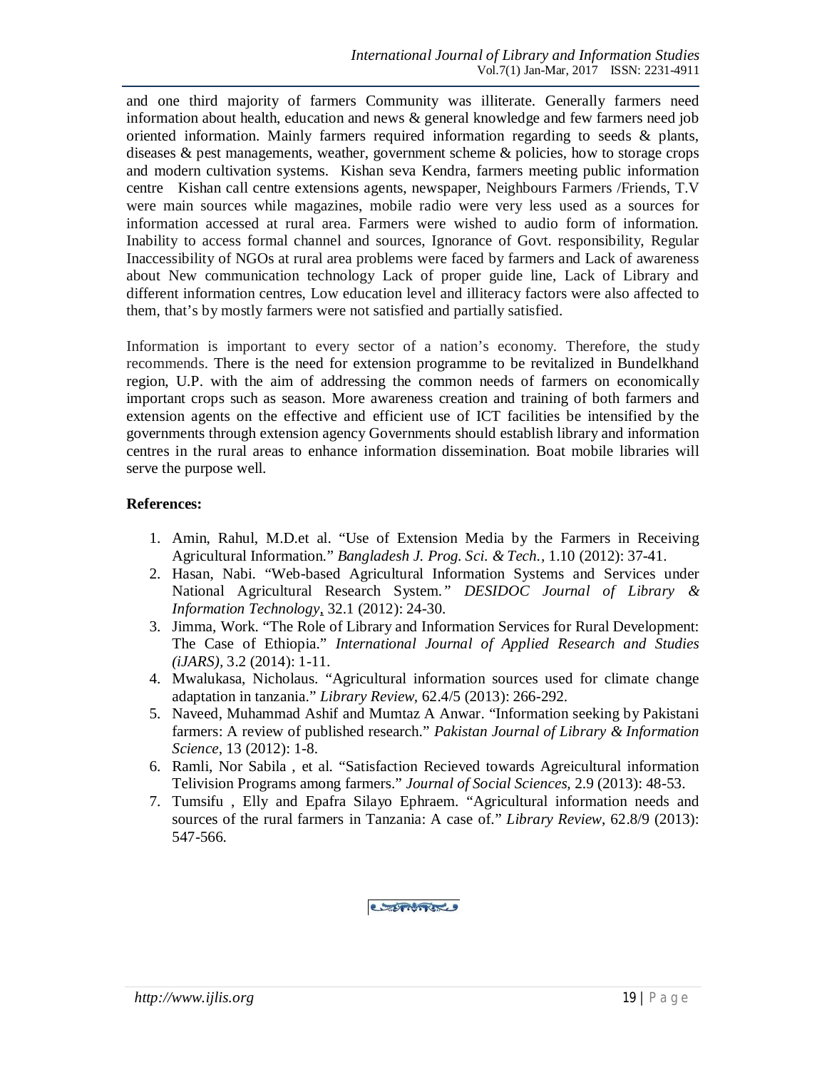and one third majority of farmers Community was illiterate. Generally farmers need information about health, education and news & general knowledge and few farmers need job oriented information. Mainly farmers required information regarding to seeds & plants, diseases & pest managements, weather, government scheme & policies, how to storage crops and modern cultivation systems. Kishan seva Kendra, farmers meeting public information centre Kishan call centre extensions agents, newspaper, Neighbours Farmers /Friends, T.V were main sources while magazines, mobile radio were very less used as a sources for information accessed at rural area. Farmers were wished to audio form of information. Inability to access formal channel and sources, Ignorance of Govt. responsibility, Regular Inaccessibility of NGOs at rural area problems were faced by farmers and Lack of awareness about New communication technology Lack of proper guide line, Lack of Library and different information centres, Low education level and illiteracy factors were also affected to them, that's by mostly farmers were not satisfied and partially satisfied.

Information is important to every sector of a nation's economy. Therefore, the study recommends. There is the need for extension programme to be revitalized in Bundelkhand region, U.P. with the aim of addressing the common needs of farmers on economically important crops such as season. More awareness creation and training of both farmers and extension agents on the effective and efficient use of ICT facilities be intensified by the governments through extension agency Governments should establish library and information centres in the rural areas to enhance information dissemination. Boat mobile libraries will serve the purpose well.

**References:**

1. Amin, Rahul, M.D.et al. "Use of Extension Media by the Farmers in Receiving Agricultural Information." *Bangladesh J. Prog. Sci. & Tech.*, 1.10 (2012): 37-41.
2. Hasan, Nabi. "Web-based Agricultural Information Systems and Services under National Agricultural Research System." *DESIDOC Journal of Library & Information Technology*, 32.1 (2012): 24-30.
3. Jimma, Work. "The Role of Library and Information Services for Rural Development: The Case of Ethiopia." *International Journal of Applied Research and Studies (iJARS)*, 3.2 (2014): 1-11.
4. Mwalukasa, Nicholaus. "Agricultural information sources used for climate change adaptation in tanzania." *Library Review*, 62.4/5 (2013): 266-292.
5. Naveed, Muhammad Ashif and Mumtaz A Anwar. "Information seeking by Pakistani farmers: A review of published research." *Pakistan Journal of Library & Information Science*, 13 (2012): 1-8.
6. Ramli, Nor Sabila , et al. "Satisfaction Recieved towards Agreicultural information Telivision Programs among farmers." *Journal of Social Sciences*, 2.9 (2013): 48-53.
7. Tumsifu , Elly and Epafra Silayo Ephraem. "Agricultural information needs and sources of the rural farmers in Tanzania: A case of." *Library Review*, 62.8/9 (2013): 547-566.